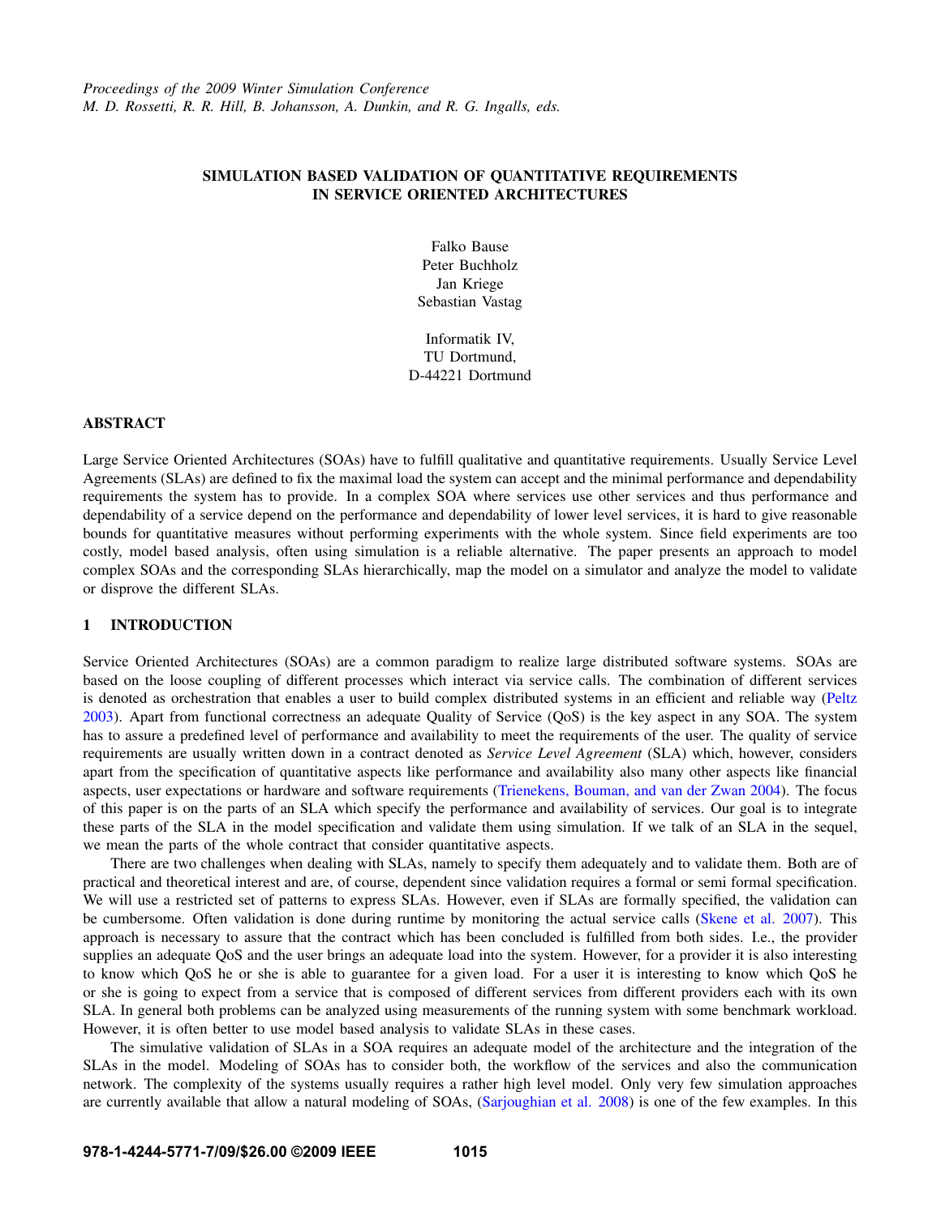Proceedings of the 2009 Winter Simulation Conference
M. D. Rossetti, R. R. Hill, B. Johansson, A. Dunkin, and R. G. Ingalls, eds.

# SIMULATION BASED VALIDATION OF QUANTITATIVE REQUIREMENTS IN SERVICE ORIENTED ARCHITECTURES

Falko Bause
Peter Buchholz
Jan Kriege
Sebastian Vastag

Informatik IV,
TU Dortmund,
D-44221 Dortmund

## ABSTRACT

Large Service Oriented Architectures (SOAs) have to fulfill qualitative and quantitative requirements. Usually Service Level Agreements (SLAs) are defined to fix the maximal load the system can accept and the minimal performance and dependability requirements the system has to provide. In a complex SOA where services use other services and thus performance and dependability of a service depend on the performance and dependability of lower level services, it is hard to give reasonable bounds for quantitative measures without performing experiments with the whole system. Since field experiments are too costly, model based analysis, often using simulation is a reliable alternative. The paper presents an approach to model complex SOAs and the corresponding SLAs hierarchically, map the model on a simulator and analyze the model to validate or disprove the different SLAs.

## 1 INTRODUCTION

Service Oriented Architectures (SOAs) are a common paradigm to realize large distributed software systems. SOAs are based on the loose coupling of different processes which interact via service calls. The combination of different services is denoted as orchestration that enables a user to build complex distributed systems in an efficient and reliable way (Peltz 2003). Apart from functional correctness an adequate Quality of Service (QoS) is the key aspect in any SOA. The system has to assure a predefined level of performance and availability to meet the requirements of the user. The quality of service requirements are usually written down in a contract denoted as *Service Level Agreement* (SLA) which, however, considers apart from the specification of quantitative aspects like performance and availability also many other aspects like financial aspects, user expectations or hardware and software requirements (Trienekens, Bouman, and van der Zwan 2004). The focus of this paper is on the parts of an SLA which specify the performance and availability of services. Our goal is to integrate these parts of the SLA in the model specification and validate them using simulation. If we talk of an SLA in the sequel, we mean the parts of the whole contract that consider quantitative aspects.

There are two challenges when dealing with SLAs, namely to specify them adequately and to validate them. Both are of practical and theoretical interest and are, of course, dependent since validation requires a formal or semi formal specification. We will use a restricted set of patterns to express SLAs. However, even if SLAs are formally specified, the validation can be cumbersome. Often validation is done during runtime by monitoring the actual service calls (Skene et al. 2007). This approach is necessary to assure that the contract which has been concluded is fulfilled from both sides. I.e., the provider supplies an adequate QoS and the user brings an adequate load into the system. However, for a provider it is also interesting to know which QoS he or she is able to guarantee for a given load. For a user it is interesting to know which QoS he or she is going to expect from a service that is composed of different services from different providers each with its own SLA. In general both problems can be analyzed using measurements of the running system with some benchmark workload. However, it is often better to use model based analysis to validate SLAs in these cases.

The simulative validation of SLAs in a SOA requires an adequate model of the architecture and the integration of the SLAs in the model. Modeling of SOAs has to consider both, the workflow of the services and also the communication network. The complexity of the systems usually requires a rather high level model. Only very few simulation approaches are currently available that allow a natural modeling of SOAs, (Sarjoughian et al. 2008) is one of the few examples. In this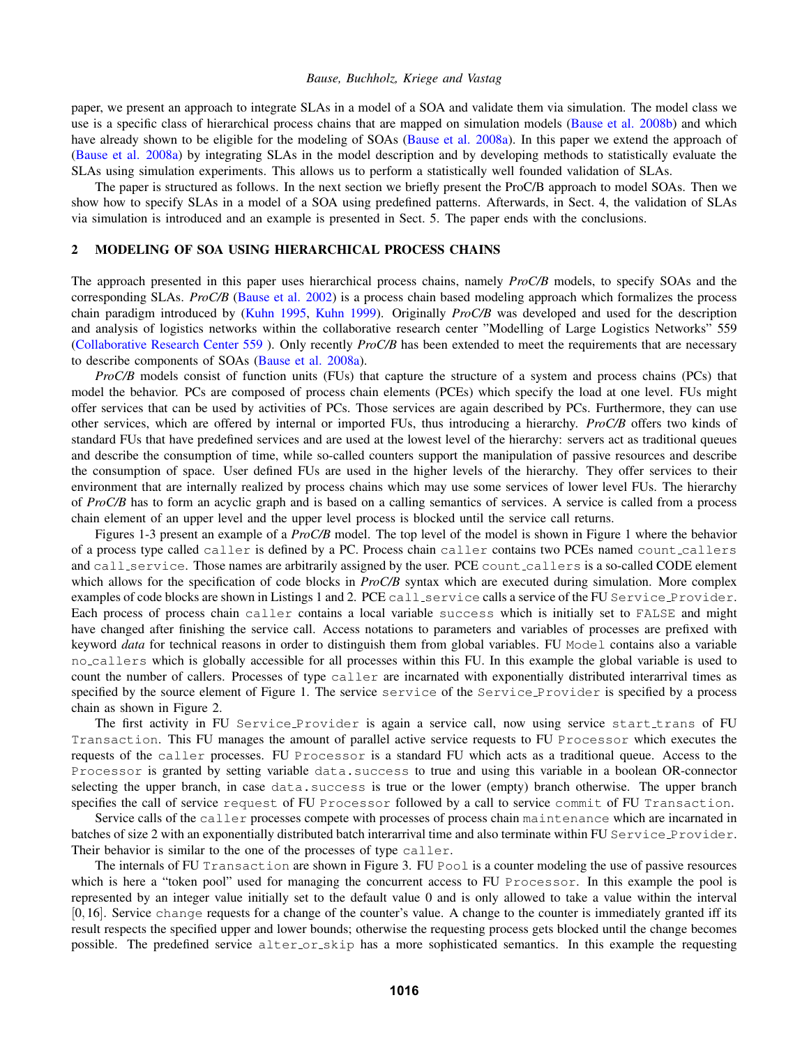paper, we present an approach to integrate SLAs in a model of a SOA and validate them via simulation. The model class we use is a specific class of hierarchical process chains that are mapped on simulation models (Bause et al. 2008b) and which have already shown to be eligible for the modeling of SOAs (Bause et al. 2008a). In this paper we extend the approach of (Bause et al. 2008a) by integrating SLAs in the model description and by developing methods to statistically evaluate the SLAs using simulation experiments. This allows us to perform a statistically well founded validation of SLAs.

The paper is structured as follows. In the next section we briefly present the ProC/B approach to model SOAs. Then we show how to specify SLAs in a model of a SOA using predefined patterns. Afterwards, in Sect. 4, the validation of SLAs via simulation is introduced and an example is presented in Sect. 5. The paper ends with the conclusions.

## 2 MODELING OF SOA USING HIERARCHICAL PROCESS CHAINS

The approach presented in this paper uses hierarchical process chains, namely *ProC/B* models, to specify SOAs and the corresponding SLAs. *ProC/B* (Bause et al. 2002) is a process chain based modeling approach which formalizes the process chain paradigm introduced by (Kuhn 1995, Kuhn 1999). Originally *ProC/B* was developed and used for the description and analysis of logistics networks within the collaborative research center "Modelling of Large Logistics Networks" 559 (Collaborative Research Center 559 ). Only recently *ProC/B* has been extended to meet the requirements that are necessary to describe components of SOAs (Bause et al. 2008a).

*ProC/B* models consist of function units (FUs) that capture the structure of a system and process chains (PCs) that model the behavior. PCs are composed of process chain elements (PCEs) which specify the load at one level. FUs might offer services that can be used by activities of PCs. Those services are again described by PCs. Furthermore, they can use other services, which are offered by internal or imported FUs, thus introducing a hierarchy. *ProC/B* offers two kinds of standard FUs that have predefined services and are used at the lowest level of the hierarchy: servers act as traditional queues and describe the consumption of time, while so-called counters support the manipulation of passive resources and describe the consumption of space. User defined FUs are used in the higher levels of the hierarchy. They offer services to their environment that are internally realized by process chains which may use some services of lower level FUs. The hierarchy of *ProC/B* has to form an acyclic graph and is based on a calling semantics of services. A service is called from a process chain element of an upper level and the upper level process is blocked until the service call returns.

Figures 1-3 present an example of a *ProC/B* model. The top level of the model is shown in Figure 1 where the behavior of a process type called `caller` is defined by a PC. Process chain `caller` contains two PCEs named `count_callers` and `call_service`. Those names are arbitrarily assigned by the user. PCE `count_callers` is a so-called CODE element which allows for the specification of code blocks in *ProC/B* syntax which are executed during simulation. More complex examples of code blocks are shown in Listings 1 and 2. PCE `call_service` calls a service of the FU `Service_Provider`. Each process of process chain `caller` contains a local variable `success` which is initially set to `FALSE` and might have changed after finishing the service call. Access notations to parameters and variables of processes are prefixed with keyword *data* for technical reasons in order to distinguish them from global variables. FU `Model` contains also a variable `no_callers` which is globally accessible for all processes within this FU. In this example the global variable is used to count the number of callers. Processes of type `caller` are incarnated with exponentially distributed interarrival times as specified by the source element of Figure 1. The service `service` of the `Service_Provider` is specified by a process chain as shown in Figure 2.

The first activity in FU `Service_Provider` is again a service call, now using service `start_trans` of FU `Transaction`. This FU manages the amount of parallel active service requests to FU `Processor` which executes the requests of the `caller` processes. FU `Processor` is a standard FU which acts as a traditional queue. Access to the `Processor` is granted by setting variable `data.success` to true and using this variable in a boolean OR-connector selecting the upper branch, in case `data.success` is true or the lower (empty) branch otherwise. The upper branch specifies the call of service `request` of FU `Processor` followed by a call to service `commit` of FU `Transaction`.

Service calls of the `caller` processes compete with processes of process chain `maintenance` which are incarnated in batches of size 2 with an exponentially distributed batch interarrival time and also terminate within FU `Service_Provider`. Their behavior is similar to the one of the processes of type `caller`.

The internals of FU `Transaction` are shown in Figure 3. FU `Pool` is a counter modeling the use of passive resources which is here a "token pool" used for managing the concurrent access to FU `Processor`. In this example the pool is represented by an integer value initially set to the default value 0 and is only allowed to take a value within the interval $[0,16]$. Service `change` requests for a change of the counter's value. A change to the counter is immediately granted iff its result respects the specified upper and lower bounds; otherwise the requesting process gets blocked until the change becomes possible. The predefined service `alter_or_skip` has a more sophisticated semantics. In this example the requesting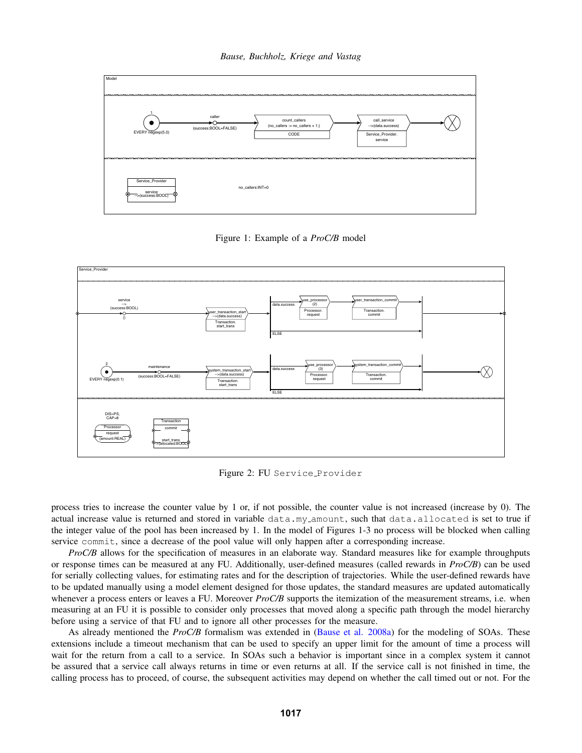Figure 1: Example of a *ProC/B* model

Figure 2: FU `Service_Provider`

process tries to increase the counter value by 1 or, if not possible, the counter value is not increased (increase by 0). The actual increase value is returned and stored in variable `data.my_amount`, such that `data.allocated` is set to true if the integer value of the pool has been increased by 1. In the model of Figures 1-3 no process will be blocked when calling service `commit`, since a decrease of the pool value will only happen after a corresponding increase.

*ProC/B* allows for the specification of measures in an elaborate way. Standard measures like for example throughputs or response times can be measured at any FU. Additionally, user-defined measures (called rewards in *ProC/B*) can be used for serially collecting values, for estimating rates and for the description of trajectories. While the user-defined rewards have to be updated manually using a model element designed for those updates, the standard measures are updated automatically whenever a process enters or leaves a FU. Moreover *ProC/B* supports the itemization of the measurement streams, i.e. when measuring at an FU it is possible to consider only processes that moved along a specific path through the model hierarchy before using a service of that FU and to ignore all other processes for the measure.

As already mentioned the *ProC/B* formalism was extended in (Bause et al. 2008a) for the modeling of SOAs. These extensions include a timeout mechanism that can be used to specify an upper limit for the amount of time a process will wait for the return from a call to a service. In SOAs such a behavior is important since in a complex system it cannot be assured that a service call always returns in time or even returns at all. If the service call is not finished in time, the calling process has to proceed, of course, the subsequent activities may depend on whether the call timed out or not. For the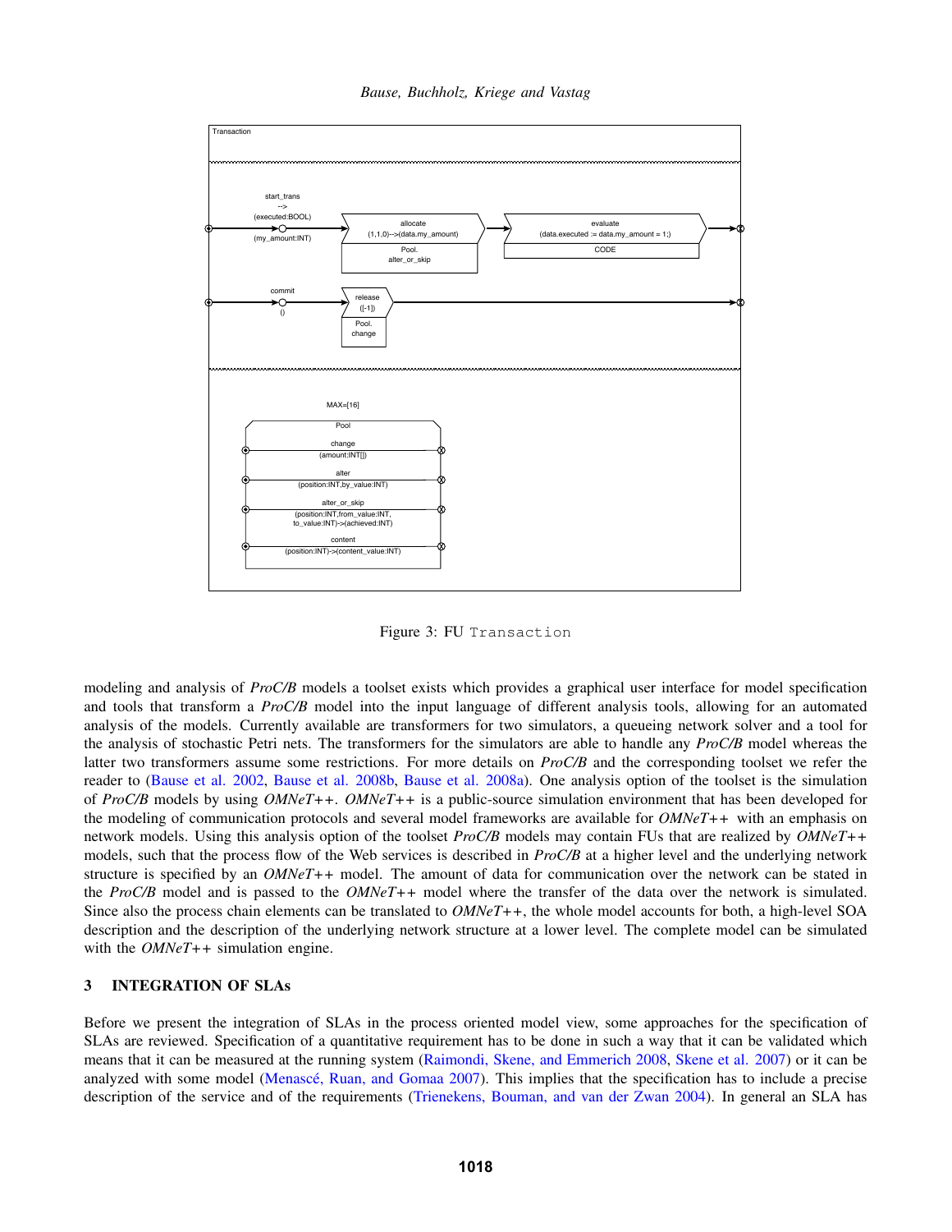Transaction

start_trans
-->
(executed:BOOL)

(my_amount:INT)

allocate
(1,1,0)-->(data.my_amount)

Pool.
alter_or_skip

evaluate
(data.executed := data.my_amount = 1;)

CODE

commit
()

release
([-1])

Pool.
change

MAX=[16]

Pool

change
(amount:INT[])

alter
(position:INT,by_value:INT)

alter_or_skip
(position:INT,from_value:INT,
to_value:INT)->(achieved:INT)

content
(position:INT)->(content_value:INT)

Figure 3: FU `Transaction`

modeling and analysis of *ProC/B* models a toolset exists which provides a graphical user interface for model specification and tools that transform a *ProC/B* model into the input language of different analysis tools, allowing for an automated analysis of the models. Currently available are transformers for two simulators, a queueing network solver and a tool for the analysis of stochastic Petri nets. The transformers for the simulators are able to handle any *ProC/B* model whereas the latter two transformers assume some restrictions. For more details on *ProC/B* and the corresponding toolset we refer the reader to (Bause et al. 2002, Bause et al. 2008b, Bause et al. 2008a). One analysis option of the toolset is the simulation of *ProC/B* models by using *OMNeT++*. *OMNeT++* is a public-source simulation environment that has been developed for the modeling of communication protocols and several model frameworks are available for *OMNeT++* with an emphasis on network models. Using this analysis option of the toolset *ProC/B* models may contain FUs that are realized by *OMNeT++* models, such that the process flow of the Web services is described in *ProC/B* at a higher level and the underlying network structure is specified by an *OMNeT++* model. The amount of data for communication over the network can be stated in the *ProC/B* model and is passed to the *OMNeT++* model where the transfer of the data over the network is simulated. Since also the process chain elements can be translated to *OMNeT++*, the whole model accounts for both, a high-level SOA description and the description of the underlying network structure at a lower level. The complete model can be simulated with the *OMNeT++* simulation engine.

## 3 INTEGRATION OF SLAs

Before we present the integration of SLAs in the process oriented model view, some approaches for the specification of SLAs are reviewed. Specification of a quantitative requirement has to be done in such a way that it can be validated which means that it can be measured at the running system (Raimondi, Skene, and Emmerich 2008, Skene et al. 2007) or it can be analyzed with some model (Menascé, Ruan, and Gomaa 2007). This implies that the specification has to include a precise description of the service and of the requirements (Trienekens, Bouman, and van der Zwan 2004). In general an SLA has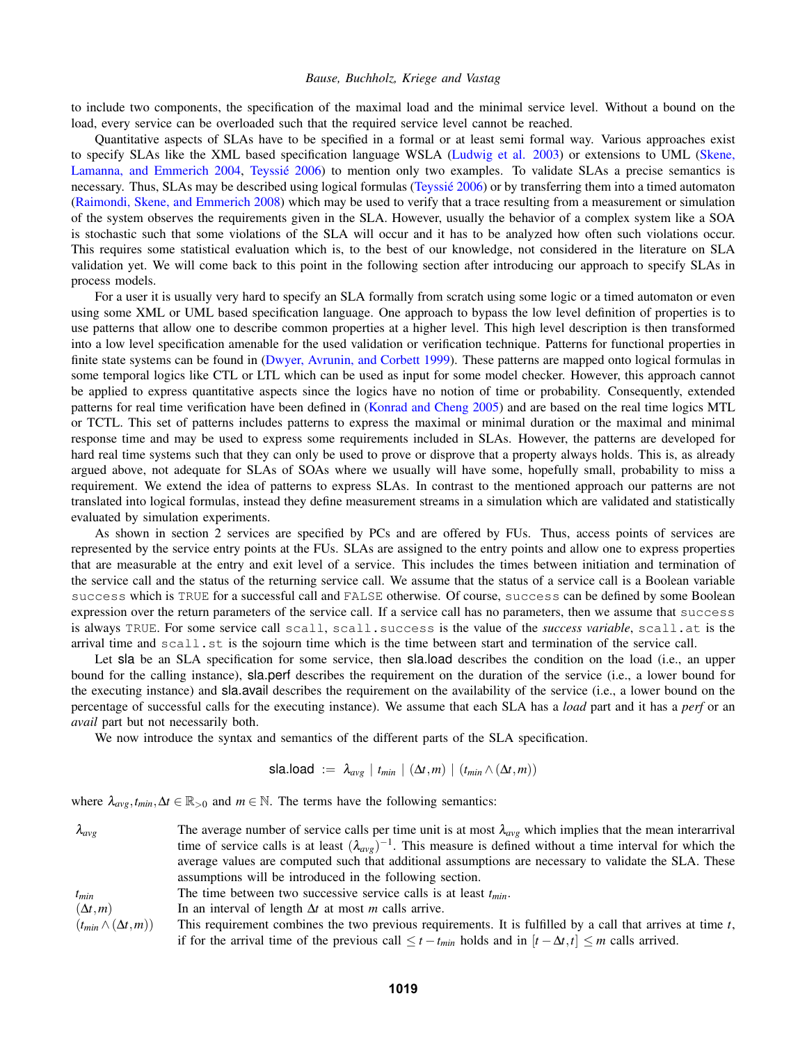to include two components, the specification of the maximal load and the minimal service level. Without a bound on the load, every service can be overloaded such that the required service level cannot be reached.

Quantitative aspects of SLAs have to be specified in a formal or at least semi formal way. Various approaches exist to specify SLAs like the XML based specification language WSLA (Ludwig et al. 2003) or extensions to UML (Skene, Lamanna, and Emmerich 2004, Teyssié 2006) to mention only two examples. To validate SLAs a precise semantics is necessary. Thus, SLAs may be described using logical formulas (Teyssié 2006) or by transferring them into a timed automaton (Raimondi, Skene, and Emmerich 2008) which may be used to verify that a trace resulting from a measurement or simulation of the system observes the requirements given in the SLA. However, usually the behavior of a complex system like a SOA is stochastic such that some violations of the SLA will occur and it has to be analyzed how often such violations occur. This requires some statistical evaluation which is, to the best of our knowledge, not considered in the literature on SLA validation yet. We will come back to this point in the following section after introducing our approach to specify SLAs in process models.

For a user it is usually very hard to specify an SLA formally from scratch using some logic or a timed automaton or even using some XML or UML based specification language. One approach to bypass the low level definition of properties is to use patterns that allow one to describe common properties at a higher level. This high level description is then transformed into a low level specification amenable for the used validation or verification technique. Patterns for functional properties in finite state systems can be found in (Dwyer, Avrunin, and Corbett 1999). These patterns are mapped onto logical formulas in some temporal logics like CTL or LTL which can be used as input for some model checker. However, this approach cannot be applied to express quantitative aspects since the logics have no notion of time or probability. Consequently, extended patterns for real time verification have been defined in (Konrad and Cheng 2005) and are based on the real time logics MTL or TCTL. This set of patterns includes patterns to express the maximal or minimal duration or the maximal and minimal response time and may be used to express some requirements included in SLAs. However, the patterns are developed for hard real time systems such that they can only be used to prove or disprove that a property always holds. This is, as already argued above, not adequate for SLAs of SOAs where we usually will have some, hopefully small, probability to miss a requirement. We extend the idea of patterns to express SLAs. In contrast to the mentioned approach our patterns are not translated into logical formulas, instead they define measurement streams in a simulation which are validated and statistically evaluated by simulation experiments.

As shown in section 2 services are specified by PCs and are offered by FUs. Thus, access points of services are represented by the service entry points at the FUs. SLAs are assigned to the entry points and allow one to express properties that are measurable at the entry and exit level of a service. This includes the times between initiation and termination of the service call and the status of the returning service call. We assume that the status of a service call is a Boolean variable `success` which is `TRUE` for a successful call and `FALSE` otherwise. Of course, `success` can be defined by some Boolean expression over the return parameters of the service call. If a service call has no parameters, then we assume that `success` is always `TRUE`. For some service call `scall`, `scall.success` is the value of the *success variable*, `scall.at` is the arrival time and `scall.st` is the sojourn time which is the time between start and termination of the service call.

Let sla be an SLA specification for some service, then sla.load describes the condition on the load (i.e., an upper bound for the calling instance), sla.perf describes the requirement on the duration of the service (i.e., a lower bound for the executing instance) and sla.avail describes the requirement on the availability of the service (i.e., a lower bound on the percentage of successful calls for the executing instance). We assume that each SLA has a *load* part and it has a *perf* or an *avail* part but not necessarily both.

We now introduce the syntax and semantics of the different parts of the SLA specification.

$$\mathsf{sla.load} \;:=\; \lambda_{avg} \mid t_{min} \mid (\Delta t, m) \mid (t_{min} \wedge (\Delta t, m))$$

where $\lambda_{avg}, t_{min}, \Delta t \in \mathbb{R}_{>0}$ and $m \in \mathbb{N}$. The terms have the following semantics:

| | |
|---|---|
| $\lambda_{avg}$ | The average number of service calls per time unit is at most $\lambda_{avg}$ which implies that the mean interarrival time of service calls is at least $(\lambda_{avg})^{-1}$. This measure is defined without a time interval for which the average values are computed such that additional assumptions are necessary to validate the SLA. These assumptions will be introduced in the following section. |
| $t_{min}$ | The time between two successive service calls is at least $t_{min}$. |
| $(\Delta t, m)$ | In an interval of length $\Delta t$ at most $m$ calls arrive. |
| $(t_{min} \wedge (\Delta t, m))$ | This requirement combines the two previous requirements. It is fulfilled by a call that arrives at time $t$, if for the arrival time of the previous call $\leq t - t_{min}$ holds and in $[t - \Delta t, t] \leq m$ calls arrived. |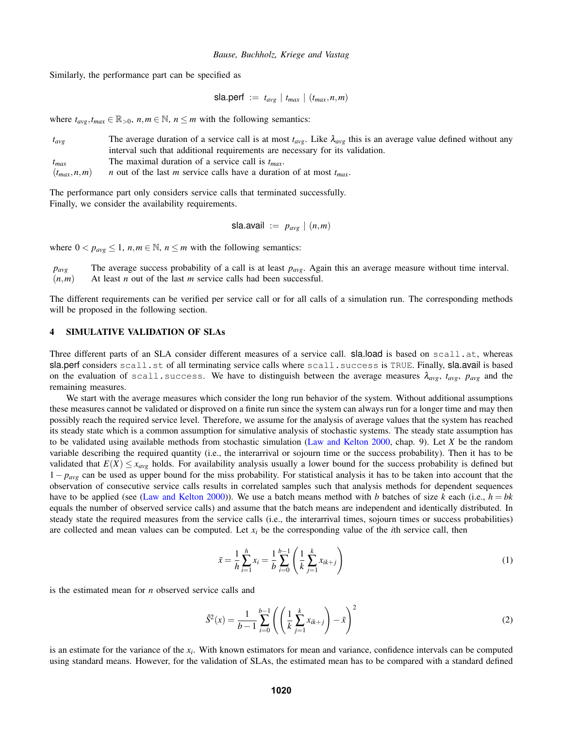Similarly, the performance part can be specified as

$$\textsf{sla.perf} \ := \ t_{avg} \mid t_{max} \mid (t_{max}, n, m)$$

where $t_{avg}, t_{max} \in \mathbb{R}_{>0}$, $n, m \in \mathbb{N}$, $n \leq m$ with the following semantics:

| | |
|---|---|
| $t_{avg}$ | The average duration of a service call is at most $t_{avg}$. Like $\lambda_{avg}$ this is an average value defined without any interval such that additional requirements are necessary for its validation. |
| $t_{max}$ | The maximal duration of a service call is $t_{max}$. |
| $(t_{max}, n, m)$ | $n$ out of the last $m$ service calls have a duration of at most $t_{max}$. |

The performance part only considers service calls that terminated successfully.
Finally, we consider the availability requirements.

$$\textsf{sla.avail} \ := \ p_{avg} \mid (n, m)$$

where $0 < p_{avg} \leq 1$, $n, m \in \mathbb{N}$, $n \leq m$ with the following semantics:

| | |
|---|---|
| $p_{avg}$ | The average success probability of a call is at least $p_{avg}$. Again this an average measure without time interval. |
| $(n, m)$ | At least $n$ out of the last $m$ service calls had been successful. |

The different requirements can be verified per service call or for all calls of a simulation run. The corresponding methods will be proposed in the following section.

## 4 SIMULATIVE VALIDATION OF SLAs

Three different parts of an SLA consider different measures of a service call. sla.load is based on `scall.at`, whereas sla.perf considers `scall.st` of all terminating service calls where `scall.success` is `TRUE`. Finally, sla.avail is based on the evaluation of `scall.success`. We have to distinguish between the average measures $\lambda_{avg}$, $t_{avg}$, $p_{avg}$ and the remaining measures.

We start with the average measures which consider the long run behavior of the system. Without additional assumptions these measures cannot be validated or disproved on a finite run since the system can always run for a longer time and may then possibly reach the required service level. Therefore, we assume for the analysis of average values that the system has reached its steady state which is a common assumption for simulative analysis of stochastic systems. The steady state assumption has to be validated using available methods from stochastic simulation (Law and Kelton 2000, chap. 9). Let $X$ be the random variable describing the required quantity (i.e., the interarrival or sojourn time or the success probability). Then it has to be validated that $E(X) \leq x_{avg}$ holds. For availability analysis usually a lower bound for the success probability is defined but $1 - p_{avg}$ can be used as upper bound for the miss probability. For statistical analysis it has to be taken into account that the observation of consecutive service calls results in correlated samples such that analysis methods for dependent sequences have to be applied (see (Law and Kelton 2000)). We use a batch means method with $b$ batches of size $k$ each (i.e., $h = bk$ equals the number of observed service calls) and assume that the batch means are independent and identically distributed. In steady state the required measures from the service calls (i.e., the interarrival times, sojourn times or success probabilities) are collected and mean values can be computed. Let $x_i$ be the corresponding value of the $i$th service call, then

$$\bar{x} = \frac{1}{h}\sum_{i=1}^{h} x_i = \frac{1}{b}\sum_{i=0}^{b-1}\left(\frac{1}{k}\sum_{j=1}^{k} x_{ik+j}\right) \tag{1}$$

is the estimated mean for $n$ observed service calls and

$$\hat{S}^2(x) = \frac{1}{b-1}\sum_{i=0}^{b-1}\left(\left(\frac{1}{k}\sum_{j=1}^{k} x_{ik+j}\right) - \bar{x}\right)^2 \tag{2}$$

is an estimate for the variance of the $x_i$. With known estimators for mean and variance, confidence intervals can be computed using standard means. However, for the validation of SLAs, the estimated mean has to be compared with a standard defined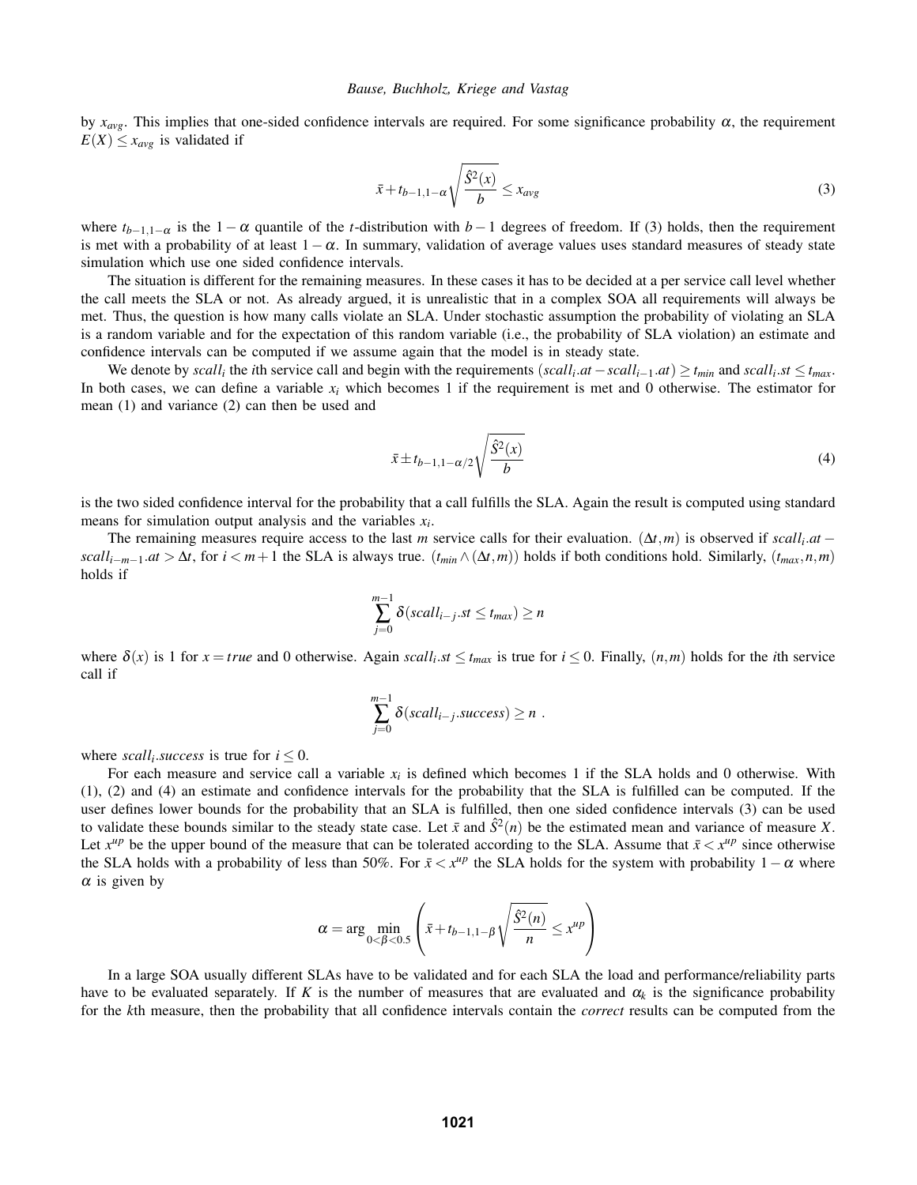by $x_{avg}$. This implies that one-sided confidence intervals are required. For some significance probability $\alpha$, the requirement $E(X) \leq x_{avg}$ is validated if

$$\bar{x} + t_{b-1,1-\alpha}\sqrt{\frac{\hat{S}^2(x)}{b}} \leq x_{avg} \tag{3}$$

where $t_{b-1,1-\alpha}$ is the $1-\alpha$ quantile of the $t$-distribution with $b-1$ degrees of freedom. If (3) holds, then the requirement is met with a probability of at least $1-\alpha$. In summary, validation of average values uses standard measures of steady state simulation which use one sided confidence intervals.

The situation is different for the remaining measures. In these cases it has to be decided at a per service call level whether the call meets the SLA or not. As already argued, it is unrealistic that in a complex SOA all requirements will always be met. Thus, the question is how many calls violate an SLA. Under stochastic assumption the probability of violating an SLA is a random variable and for the expectation of this random variable (i.e., the probability of SLA violation) an estimate and confidence intervals can be computed if we assume again that the model is in steady state.

We denote by $scall_i$ the $i$th service call and begin with the requirements $(scall_i.at - scall_{i-1}.at) \geq t_{min}$ and $scall_i.st \leq t_{max}$. In both cases, we can define a variable $x_i$ which becomes 1 if the requirement is met and 0 otherwise. The estimator for mean (1) and variance (2) can then be used and

$$\bar{x} \pm t_{b-1,1-\alpha/2}\sqrt{\frac{\hat{S}^2(x)}{b}} \tag{4}$$

is the two sided confidence interval for the probability that a call fulfills the SLA. Again the result is computed using standard means for simulation output analysis and the variables $x_i$.

The remaining measures require access to the last $m$ service calls for their evaluation. $(\Delta t, m)$ is observed if $scall_i.at - scall_{i-m-1}.at > \Delta t$, for $i < m+1$ the SLA is always true. $(t_{min} \wedge (\Delta t, m))$ holds if both conditions hold. Similarly, $(t_{max}, n, m)$ holds if

$$\sum_{j=0}^{m-1} \delta(scall_{i-j}.st \leq t_{max}) \geq n$$

where $\delta(x)$ is 1 for $x = true$ and 0 otherwise. Again $scall_i.st \leq t_{max}$ is true for $i \leq 0$. Finally, $(n,m)$ holds for the $i$th service call if

$$\sum_{j=0}^{m-1} \delta(scall_{i-j}.success) \geq n \ .$$

where $scall_i.success$ is true for $i \leq 0$.

For each measure and service call a variable $x_i$ is defined which becomes 1 if the SLA holds and 0 otherwise. With (1), (2) and (4) an estimate and confidence intervals for the probability that the SLA is fulfilled can be computed. If the user defines lower bounds for the probability that an SLA is fulfilled, then one sided confidence intervals (3) can be used to validate these bounds similar to the steady state case. Let $\bar{x}$ and $\hat{S}^2(n)$ be the estimated mean and variance of measure $X$. Let $x^{up}$ be the upper bound of the measure that can be tolerated according to the SLA. Assume that $\bar{x} < x^{up}$ since otherwise the SLA holds with a probability of less than 50%. For $\bar{x} < x^{up}$ the SLA holds for the system with probability $1-\alpha$ where $\alpha$ is given by

$$\alpha = \arg\min_{0<\beta<0.5}\left(\bar{x} + t_{b-1,1-\beta}\sqrt{\frac{\hat{S}^2(n)}{n}} \leq x^{up}\right)$$

In a large SOA usually different SLAs have to be validated and for each SLA the load and performance/reliability parts have to be evaluated separately. If $K$ is the number of measures that are evaluated and $\alpha_k$ is the significance probability for the $k$th measure, then the probability that all confidence intervals contain the *correct* results can be computed from the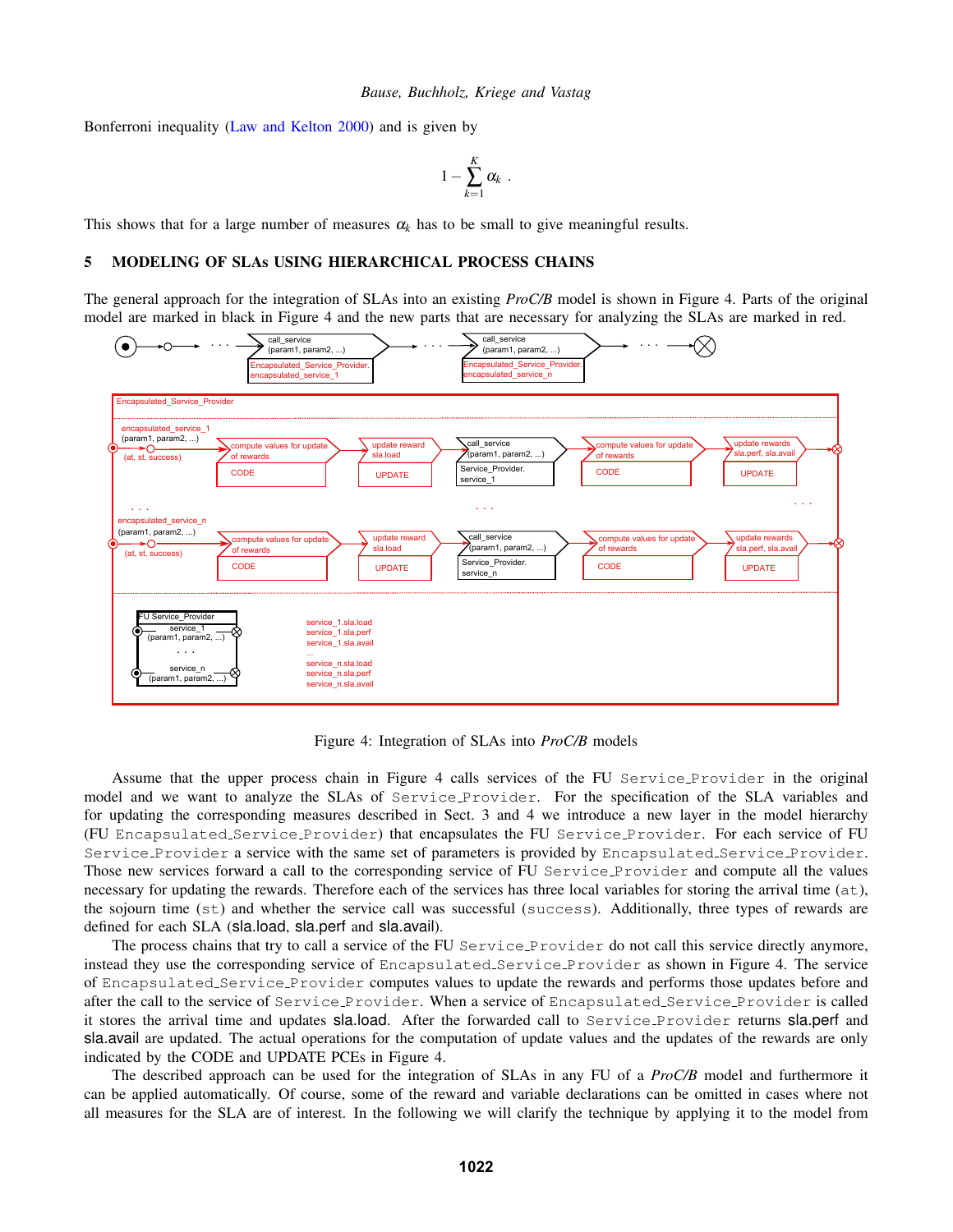Bonferroni inequality (Law and Kelton 2000) and is given by

$$1-\sum_{k=1}^{K}\alpha_k \ .$$

This shows that for a large number of measures $\alpha_k$ has to be small to give meaningful results.

## 5 MODELING OF SLAs USING HIERARCHICAL PROCESS CHAINS

The general approach for the integration of SLAs into an existing *ProC/B* model is shown in Figure 4. Parts of the original model are marked in black in Figure 4 and the new parts that are necessary for analyzing the SLAs are marked in red.

Figure 4: Integration of SLAs into *ProC/B* models

Assume that the upper process chain in Figure 4 calls services of the FU Service_Provider in the original model and we want to analyze the SLAs of Service_Provider. For the specification of the SLA variables and for updating the corresponding measures described in Sect. 3 and 4 we introduce a new layer in the model hierarchy (FU Encapsulated_Service_Provider) that encapsulates the FU Service_Provider. For each service of FU Service_Provider a service with the same set of parameters is provided by Encapsulated_Service_Provider. Those new services forward a call to the corresponding service of FU Service_Provider and compute all the values necessary for updating the rewards. Therefore each of the services has three local variables for storing the arrival time (at), the sojourn time (st) and whether the service call was successful (success). Additionally, three types of rewards are defined for each SLA (sla.load, sla.perf and sla.avail).

The process chains that try to call a service of the FU Service_Provider do not call this service directly anymore, instead they use the corresponding service of Encapsulated_Service_Provider as shown in Figure 4. The service of Encapsulated_Service_Provider computes values to update the rewards and performs those updates before and after the call to the service of Service_Provider. When a service of Encapsulated_Service_Provider is called it stores the arrival time and updates sla.load. After the forwarded call to Service_Provider returns sla.perf and sla.avail are updated. The actual operations for the computation of update values and the updates of the rewards are only indicated by the CODE and UPDATE PCEs in Figure 4.

The described approach can be used for the integration of SLAs in any FU of a *ProC/B* model and furthermore it can be applied automatically. Of course, some of the reward and variable declarations can be omitted in cases where not all measures for the SLA are of interest. In the following we will clarify the technique by applying it to the model from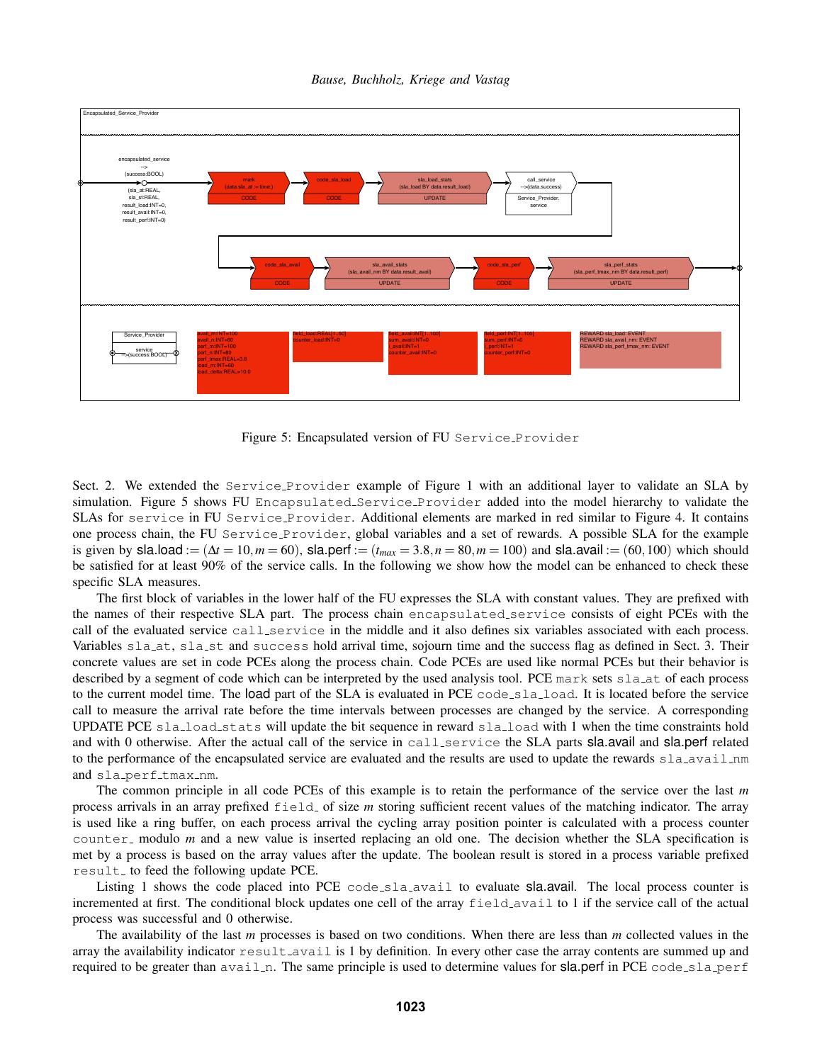Figure 5: Encapsulated version of FU `Service_Provider`

Sect. 2. We extended the `Service_Provider` example of Figure 1 with an additional layer to validate an SLA by simulation. Figure 5 shows FU `Encapsulated_Service_Provider` added into the model hierarchy to validate the SLAs for `service` in FU `Service_Provider`. Additional elements are marked in red similar to Figure 4. It contains one process chain, the FU `Service_Provider`, global variables and a set of rewards. A possible SLA for the example is given by sla.load $:= (\Delta t = 10, m = 60)$, sla.perf $:= (t_{max} = 3.8, n = 80, m = 100)$ and sla.avail $:= (60, 100)$ which should be satisfied for at least 90% of the service calls. In the following we show how the model can be enhanced to check these specific SLA measures.

The first block of variables in the lower half of the FU expresses the SLA with constant values. They are prefixed with the names of their respective SLA part. The process chain `encapsulated_service` consists of eight PCEs with the call of the evaluated service `call_service` in the middle and it also defines six variables associated with each process. Variables `sla_at`, `sla_st` and `success` hold arrival time, sojourn time and the success flag as defined in Sect. 3. Their concrete values are set in code PCEs along the process chain. Code PCEs are used like normal PCEs but their behavior is described by a segment of code which can be interpreted by the used analysis tool. PCE `mark` sets `sla_at` of each process to the current model time. The load part of the SLA is evaluated in PCE `code_sla_load`. It is located before the service call to measure the arrival rate before the time intervals between processes are changed by the service. A corresponding UPDATE PCE `sla_load_stats` will update the bit sequence in reward `sla_load` with 1 when the time constraints hold and with 0 otherwise. After the actual call of the service in `call_service` the SLA parts sla.avail and sla.perf related to the performance of the encapsulated service are evaluated and the results are used to update the rewards `sla_avail_nm` and `sla_perf_tmax_nm`.

The common principle in all code PCEs of this example is to retain the performance of the service over the last $m$ process arrivals in an array prefixed `field_` of size $m$ storing sufficient recent values of the matching indicator. The array is used like a ring buffer, on each process arrival the cycling array position pointer is calculated with a process counter `counter_` modulo $m$ and a new value is inserted replacing an old one. The decision whether the SLA specification is met by a process is based on the array values after the update. The boolean result is stored in a process variable prefixed `result_` to feed the following update PCE.

Listing 1 shows the code placed into PCE `code_sla_avail` to evaluate sla.avail. The local process counter is incremented at first. The conditional block updates one cell of the array `field_avail` to 1 if the service call of the actual process was successful and 0 otherwise.

The availability of the last $m$ processes is based on two conditions. When there are less than $m$ collected values in the array the availability indicator `result_avail` is 1 by definition. In every other case the array contents are summed up and required to be greater than `avail_n`. The same principle is used to determine values for sla.perf in PCE `code_sla_perf`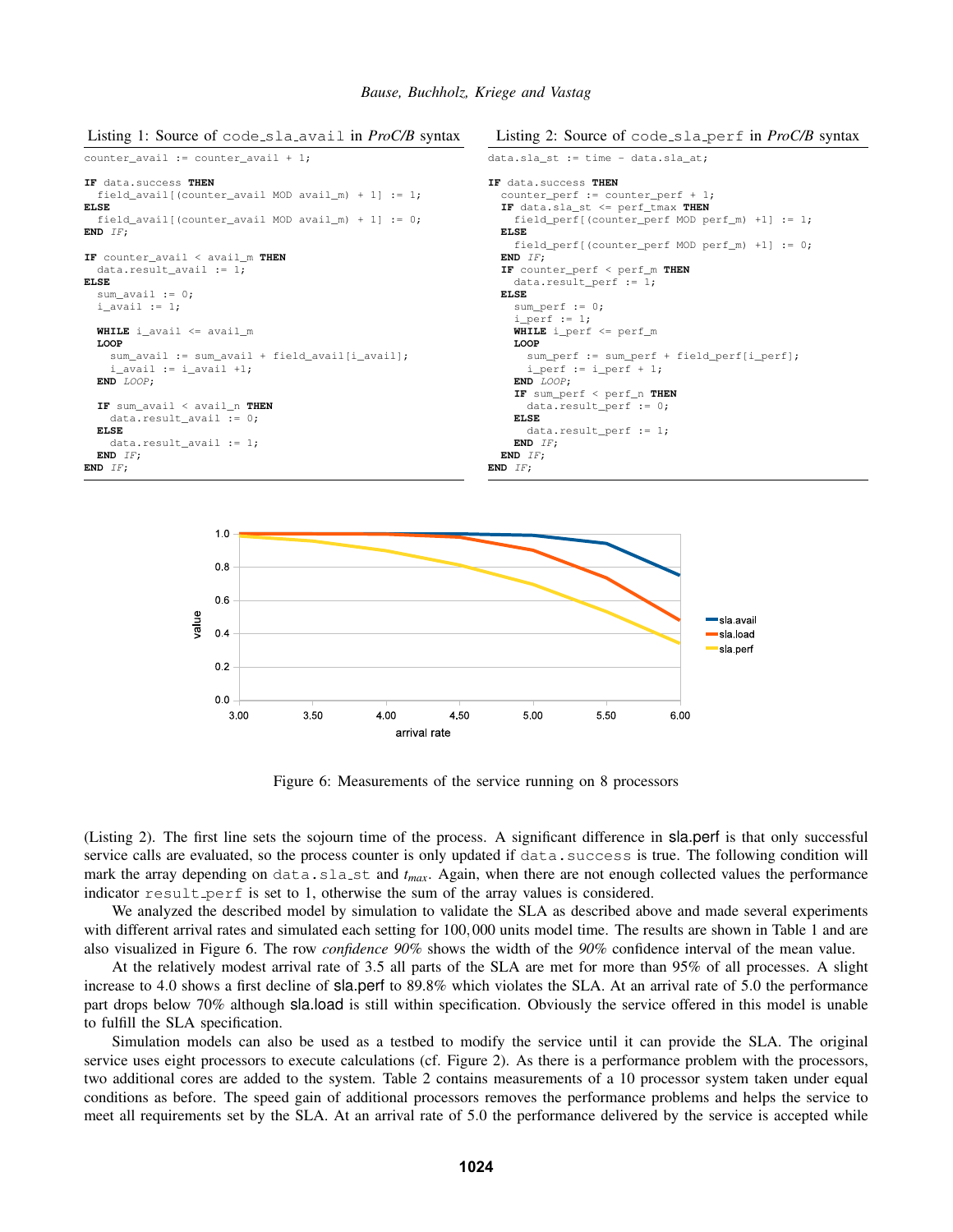Listing 1: Source of `code_sla_avail` in *ProC/B* syntax

```
counter_avail := counter_avail + 1;

IF data.success THEN
  field_avail[(counter_avail MOD avail_m) + 1] := 1;
ELSE
  field_avail[(counter_avail MOD avail_m) + 1] := 0;
END IF;

IF counter_avail < avail_m THEN
  data.result_avail := 1;
ELSE
  sum_avail := 0;
  i_avail := 1;

  WHILE i_avail <= avail_m
  LOOP
    sum_avail := sum_avail + field_avail[i_avail];
    i_avail := i_avail +1;
  END LOOP;

  IF sum_avail < avail_n THEN
    data.result_avail := 0;
  ELSE
    data.result_avail := 1;
  END IF;
END IF;
```

Listing 2: Source of `code_sla_perf` in *ProC/B* syntax

```
data.sla_st := time - data.sla_at;

IF data.success THEN
  counter_perf := counter_perf + 1;
  IF data.sla_st <= perf_tmax THEN
    field_perf[(counter_perf MOD perf_m) +1] := 1;
  ELSE
    field_perf[(counter_perf MOD perf_m) +1] := 0;
  END IF;
  IF counter_perf < perf_m THEN
    data.result_perf := 1;
  ELSE
    sum_perf := 0;
    i_perf := 1;
    WHILE i_perf <= perf_m
    LOOP
      sum_perf := sum_perf + field_perf[i_perf];
      i_perf := i_perf + 1;
    END LOOP;
    IF sum_perf < perf_n THEN
      data.result_perf := 0;
    ELSE
      data.result_perf := 1;
    END IF;
  END IF;
END IF;
```

Figure 6: Measurements of the service running on 8 processors

(Listing 2). The first line sets the sojourn time of the process. A significant difference in sla.perf is that only successful service calls are evaluated, so the process counter is only updated if `data.success` is true. The following condition will mark the array depending on `data.sla_st` and $t_{max}$. Again, when there are not enough collected values the performance indicator `result_perf` is set to 1, otherwise the sum of the array values is considered.

We analyzed the described model by simulation to validate the SLA as described above and made several experiments with different arrival rates and simulated each setting for 100,000 units model time. The results are shown in Table 1 and are also visualized in Figure 6. The row *confidence 90%* shows the width of the *90%* confidence interval of the mean value.

At the relatively modest arrival rate of 3.5 all parts of the SLA are met for more than 95% of all processes. A slight increase to 4.0 shows a first decline of sla.perf to 89.8% which violates the SLA. At an arrival rate of 5.0 the performance part drops below 70% although sla.load is still within specification. Obviously the service offered in this model is unable to fulfill the SLA specification.

Simulation models can also be used as a testbed to modify the service until it can provide the SLA. The original service uses eight processors to execute calculations (cf. Figure 2). As there is a performance problem with the processors, two additional cores are added to the system. Table 2 contains measurements of a 10 processor system taken under equal conditions as before. The speed gain of additional processors removes the performance problems and helps the service to meet all requirements set by the SLA. At an arrival rate of 5.0 the performance delivered by the service is accepted while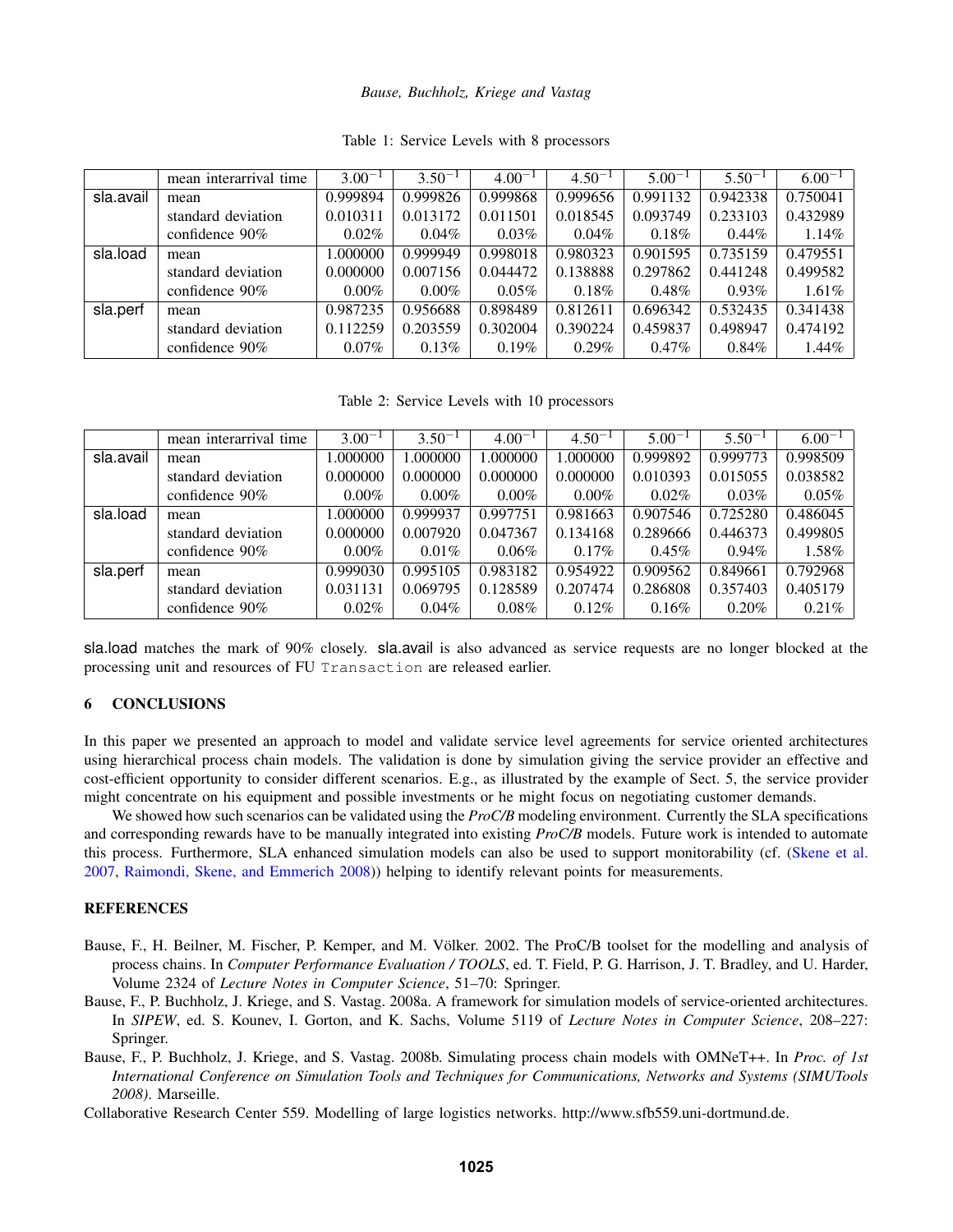Table 1: Service Levels with 8 processors

| | mean interarrival time | $3.00^{-1}$ | $3.50^{-1}$ | $4.00^{-1}$ | $4.50^{-1}$ | $5.00^{-1}$ | $5.50^{-1}$ | $6.00^{-1}$ |
|---|---|---|---|---|---|---|---|---|
| sla.avail | mean | 0.999894 | 0.999826 | 0.999868 | 0.999656 | 0.991132 | 0.942338 | 0.750041 |
| | standard deviation | 0.010311 | 0.013172 | 0.011501 | 0.018545 | 0.093749 | 0.233103 | 0.432989 |
| | confidence 90% | 0.02% | 0.04% | 0.03% | 0.04% | 0.18% | 0.44% | 1.14% |
| sla.load | mean | 1.000000 | 0.999949 | 0.998018 | 0.980323 | 0.901595 | 0.735159 | 0.479551 |
| | standard deviation | 0.000000 | 0.007156 | 0.044472 | 0.138888 | 0.297862 | 0.441248 | 0.499582 |
| | confidence 90% | 0.00% | 0.00% | 0.05% | 0.18% | 0.48% | 0.93% | 1.61% |
| sla.perf | mean | 0.987235 | 0.956688 | 0.898489 | 0.812611 | 0.696342 | 0.532435 | 0.341438 |
| | standard deviation | 0.112259 | 0.203559 | 0.302004 | 0.390224 | 0.459837 | 0.498947 | 0.474192 |
| | confidence 90% | 0.07% | 0.13% | 0.19% | 0.29% | 0.47% | 0.84% | 1.44% |

Table 2: Service Levels with 10 processors

| | mean interarrival time | $3.00^{-1}$ | $3.50^{-1}$ | $4.00^{-1}$ | $4.50^{-1}$ | $5.00^{-1}$ | $5.50^{-1}$ | $6.00^{-1}$ |
|---|---|---|---|---|---|---|---|---|
| sla.avail | mean | 1.000000 | 1.000000 | 1.000000 | 1.000000 | 0.999892 | 0.999773 | 0.998509 |
| | standard deviation | 0.000000 | 0.000000 | 0.000000 | 0.000000 | 0.010393 | 0.015055 | 0.038582 |
| | confidence 90% | 0.00% | 0.00% | 0.00% | 0.00% | 0.02% | 0.03% | 0.05% |
| sla.load | mean | 1.000000 | 0.999937 | 0.997751 | 0.981663 | 0.907546 | 0.725280 | 0.486045 |
| | standard deviation | 0.000000 | 0.007920 | 0.047367 | 0.134168 | 0.289666 | 0.446373 | 0.499805 |
| | confidence 90% | 0.00% | 0.01% | 0.06% | 0.17% | 0.45% | 0.94% | 1.58% |
| sla.perf | mean | 0.999030 | 0.995105 | 0.983182 | 0.954922 | 0.909562 | 0.849661 | 0.792968 |
| | standard deviation | 0.031131 | 0.069795 | 0.128589 | 0.207474 | 0.286808 | 0.357403 | 0.405179 |
| | confidence 90% | 0.02% | 0.04% | 0.08% | 0.12% | 0.16% | 0.20% | 0.21% |

sla.load matches the mark of 90% closely. sla.avail is also advanced as service requests are no longer blocked at the processing unit and resources of FU `Transaction` are released earlier.

## 6 CONCLUSIONS

In this paper we presented an approach to model and validate service level agreements for service oriented architectures using hierarchical process chain models. The validation is done by simulation giving the service provider an effective and cost-efficient opportunity to consider different scenarios. E.g., as illustrated by the example of Sect. 5, the service provider might concentrate on his equipment and possible investments or he might focus on negotiating customer demands.

We showed how such scenarios can be validated using the *ProC/B* modeling environment. Currently the SLA specifications and corresponding rewards have to be manually integrated into existing *ProC/B* models. Future work is intended to automate this process. Furthermore, SLA enhanced simulation models can also be used to support monitorability (cf. (Skene et al. 2007, Raimondi, Skene, and Emmerich 2008)) helping to identify relevant points for measurements.

## REFERENCES

Bause, F., H. Beilner, M. Fischer, P. Kemper, and M. Völker. 2002. The ProC/B toolset for the modelling and analysis of process chains. In *Computer Performance Evaluation / TOOLS*, ed. T. Field, P. G. Harrison, J. T. Bradley, and U. Harder, Volume 2324 of *Lecture Notes in Computer Science*, 51–70: Springer.

Bause, F., P. Buchholz, J. Kriege, and S. Vastag. 2008a. A framework for simulation models of service-oriented architectures. In *SIPEW*, ed. S. Kounev, I. Gorton, and K. Sachs, Volume 5119 of *Lecture Notes in Computer Science*, 208–227: Springer.

Bause, F., P. Buchholz, J. Kriege, and S. Vastag. 2008b. Simulating process chain models with OMNeT++. In *Proc. of 1st International Conference on Simulation Tools and Techniques for Communications, Networks and Systems (SIMUTools 2008)*. Marseille.

Collaborative Research Center 559. Modelling of large logistics networks. http://www.sfb559.uni-dortmund.de.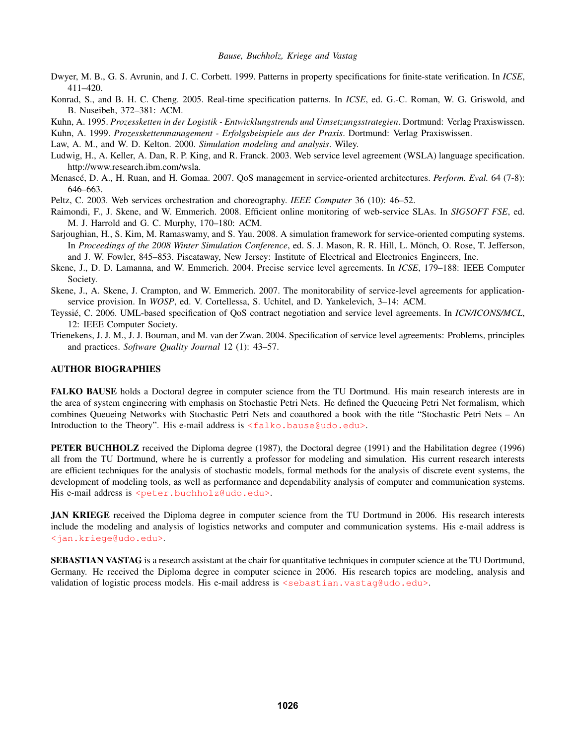Dwyer, M. B., G. S. Avrunin, and J. C. Corbett. 1999. Patterns in property specifications for finite-state verification. In *ICSE*, 411–420.

Konrad, S., and B. H. C. Cheng. 2005. Real-time specification patterns. In *ICSE*, ed. G.-C. Roman, W. G. Griswold, and B. Nuseibeh, 372–381: ACM.

Kuhn, A. 1995. *Prozessketten in der Logistik - Entwicklungstrends und Umsetzungsstrategien*. Dortmund: Verlag Praxiswissen.

Kuhn, A. 1999. *Prozesskettenmanagement - Erfolgsbeispiele aus der Praxis*. Dortmund: Verlag Praxiswissen.

Law, A. M., and W. D. Kelton. 2000. *Simulation modeling and analysis*. Wiley.

Ludwig, H., A. Keller, A. Dan, R. P. King, and R. Franck. 2003. Web service level agreement (WSLA) language specification. http://www.research.ibm.com/wsla.

Menascé, D. A., H. Ruan, and H. Gomaa. 2007. QoS management in service-oriented architectures. *Perform. Eval.* 64 (7-8): 646–663.

Peltz, C. 2003. Web services orchestration and choreography. *IEEE Computer* 36 (10): 46–52.

Raimondi, F., J. Skene, and W. Emmerich. 2008. Efficient online monitoring of web-service SLAs. In *SIGSOFT FSE*, ed. M. J. Harrold and G. C. Murphy, 170–180: ACM.

Sarjoughian, H., S. Kim, M. Ramaswamy, and S. Yau. 2008. A simulation framework for service-oriented computing systems. In *Proceedings of the 2008 Winter Simulation Conference*, ed. S. J. Mason, R. R. Hill, L. Mönch, O. Rose, T. Jefferson, and J. W. Fowler, 845–853. Piscataway, New Jersey: Institute of Electrical and Electronics Engineers, Inc.

Skene, J., D. D. Lamanna, and W. Emmerich. 2004. Precise service level agreements. In *ICSE*, 179–188: IEEE Computer Society.

Skene, J., A. Skene, J. Crampton, and W. Emmerich. 2007. The monitorability of service-level agreements for application-service provision. In *WOSP*, ed. V. Cortellessa, S. Uchitel, and D. Yankelevich, 3–14: ACM.

Teyssié, C. 2006. UML-based specification of QoS contract negotiation and service level agreements. In *ICN/ICONS/MCL*, 12: IEEE Computer Society.

Trienekens, J. J. M., J. J. Bouman, and M. van der Zwan. 2004. Specification of service level agreements: Problems, principles and practices. *Software Quality Journal* 12 (1): 43–57.

## AUTHOR BIOGRAPHIES

**FALKO BAUSE** holds a Doctoral degree in computer science from the TU Dortmund. His main research interests are in the area of system engineering with emphasis on Stochastic Petri Nets. He defined the Queueing Petri Net formalism, which combines Queueing Networks with Stochastic Petri Nets and coauthored a book with the title "Stochastic Petri Nets – An Introduction to the Theory". His e-mail address is <falko.bause@udo.edu>.

**PETER BUCHHOLZ** received the Diploma degree (1987), the Doctoral degree (1991) and the Habilitation degree (1996) all from the TU Dortmund, where he is currently a professor for modeling and simulation. His current research interests are efficient techniques for the analysis of stochastic models, formal methods for the analysis of discrete event systems, the development of modeling tools, as well as performance and dependability analysis of computer and communication systems. His e-mail address is <peter.buchholz@udo.edu>.

**JAN KRIEGE** received the Diploma degree in computer science from the TU Dortmund in 2006. His research interests include the modeling and analysis of logistics networks and computer and communication systems. His e-mail address is <jan.kriege@udo.edu>.

**SEBASTIAN VASTAG** is a research assistant at the chair for quantitative techniques in computer science at the TU Dortmund, Germany. He received the Diploma degree in computer science in 2006. His research topics are modeling, analysis and validation of logistic process models. His e-mail address is <sebastian.vastag@udo.edu>.